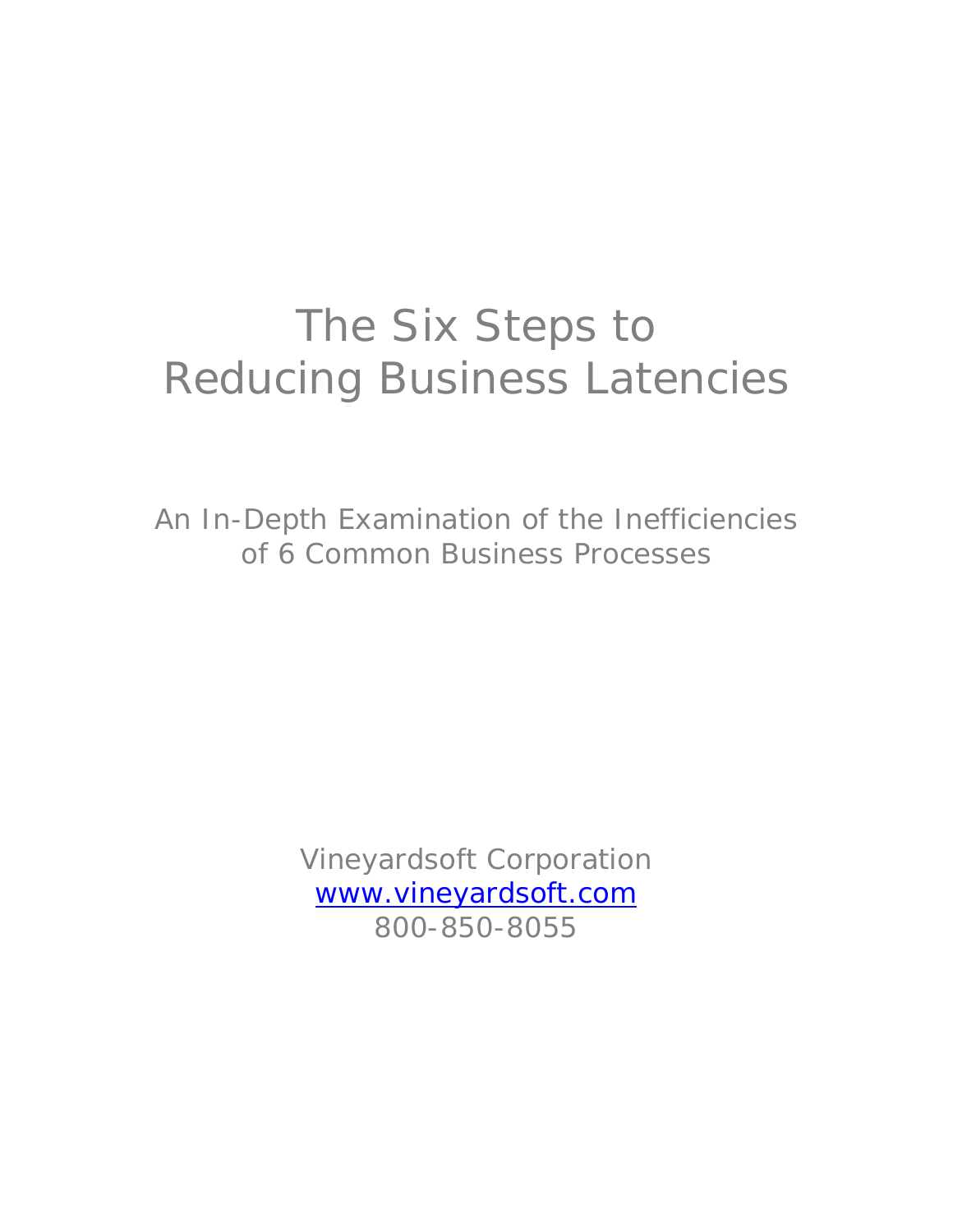# The Six Steps to Reducing Business Latencies

An In-Depth Examination of the Inefficiencies of 6 Common Business Processes

Vineyardsoft Corporation
www.vineyardsoft.com
800-850-8055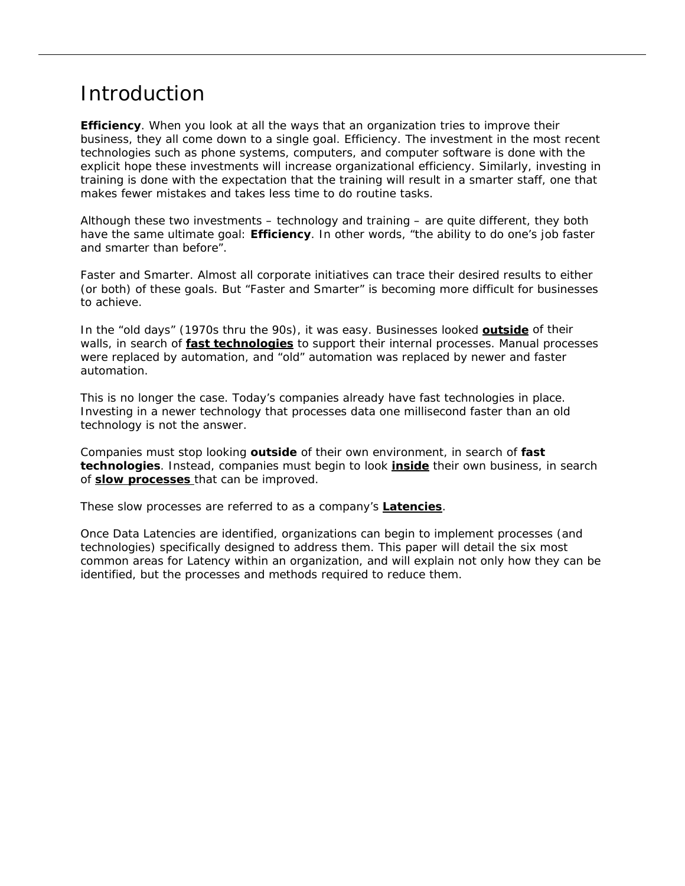# Introduction

**Efficiency**. When you look at all the ways that an organization tries to improve their business, they all come down to a single goal. Efficiency. The investment in the most recent technologies such as phone systems, computers, and computer software is done with the explicit hope these investments will increase organizational efficiency. Similarly, investing in training is done with the expectation that the training will result in a smarter staff, one that makes fewer mistakes and takes less time to do routine tasks.

Although these two investments – technology and training – are quite different, they both have the same ultimate goal: **Efficiency**. In other words, "the ability to do one's job faster and smarter than before".

Faster and Smarter. Almost all corporate initiatives can trace their desired results to either (or both) of these goals. But "Faster and Smarter" is becoming more difficult for businesses to achieve.

In the "old days" (1970s thru the 90s), it was easy. Businesses looked **outside** of their walls, in search of **fast technologies** to support their internal processes. Manual processes were replaced by automation, and "old" automation was replaced by newer and faster automation.

This is no longer the case. Today's companies already have fast technologies in place. Investing in a newer technology that processes data one millisecond faster than an old technology is not the answer.

Companies must stop looking **outside** of their own environment, in search of **fast technologies**. Instead, companies must begin to look **inside** their own business, in search of **slow processes** that can be improved.

These slow processes are referred to as a company's **Latencies**.

Once Data Latencies are identified, organizations can begin to implement processes (and technologies) specifically designed to address them. This paper will detail the six most common areas for Latency within an organization, and will explain not only how they can be identified, but the processes and methods required to reduce them.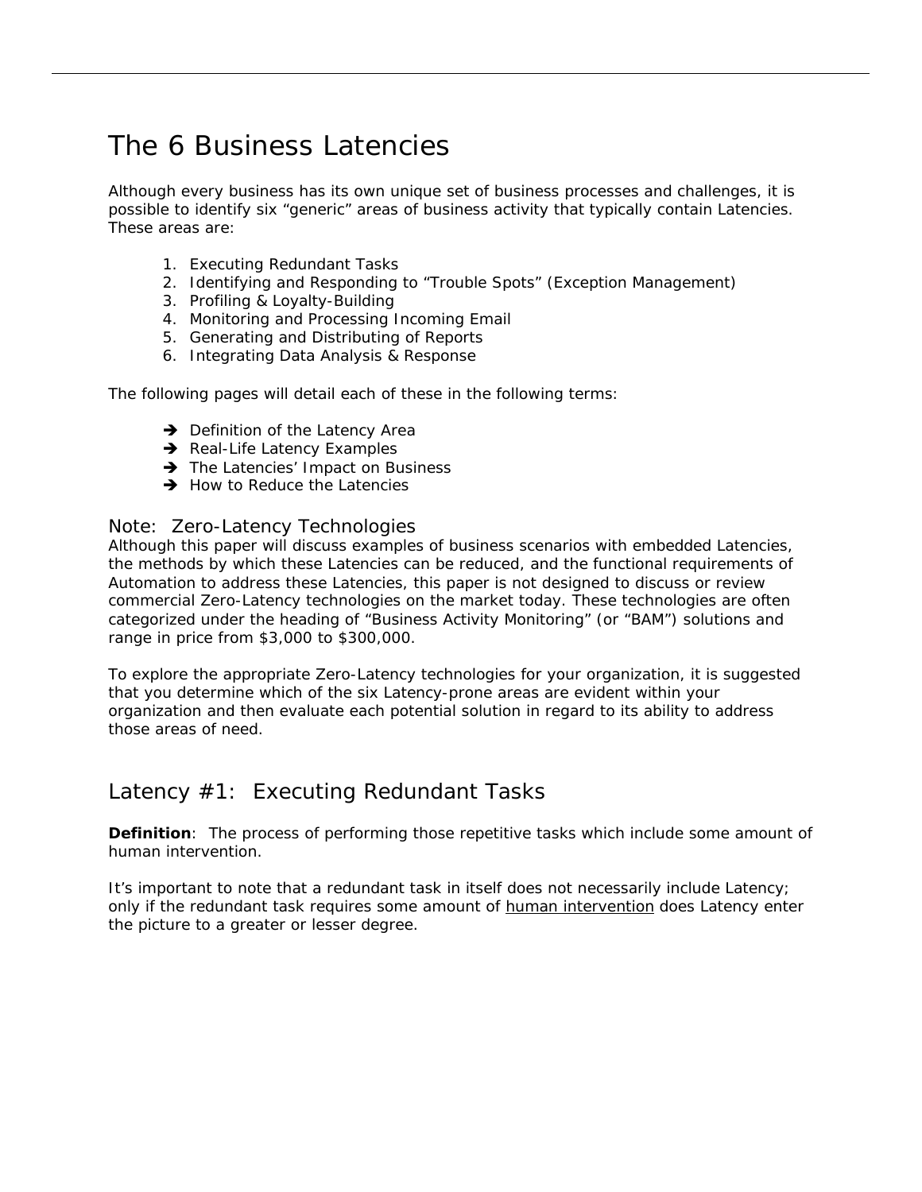# The 6 Business Latencies

Although every business has its own unique set of business processes and challenges, it is possible to identify six "generic" areas of business activity that typically contain Latencies. These areas are:

1. Executing Redundant Tasks
2. Identifying and Responding to "Trouble Spots" (Exception Management)
3. Profiling & Loyalty-Building
4. Monitoring and Processing Incoming Email
5. Generating and Distributing of Reports
6. Integrating Data Analysis & Response

The following pages will detail each of these in the following terms:

- ➔ Definition of the Latency Area
- ➔ Real-Life Latency Examples
- ➔ The Latencies' Impact on Business
- ➔ How to Reduce the Latencies

### Note: Zero-Latency Technologies

Although this paper will discuss examples of business scenarios with embedded Latencies, the methods by which these Latencies can be reduced, and the functional requirements of Automation to address these Latencies, this paper is not designed to discuss or review commercial Zero-Latency technologies on the market today. These technologies are often categorized under the heading of "Business Activity Monitoring" (or "BAM") solutions and range in price from $3,000 to $300,000.

To explore the appropriate Zero-Latency technologies for your organization, it is suggested that you determine which of the six Latency-prone areas are evident within your organization and then evaluate each potential solution in regard to its ability to address those areas of need.

## Latency #1: Executing Redundant Tasks

**Definition**: The process of performing those repetitive tasks which include some amount of human intervention.

It's important to note that a redundant task in itself does not necessarily include Latency; only if the redundant task requires some amount of human intervention does Latency enter the picture to a greater or lesser degree.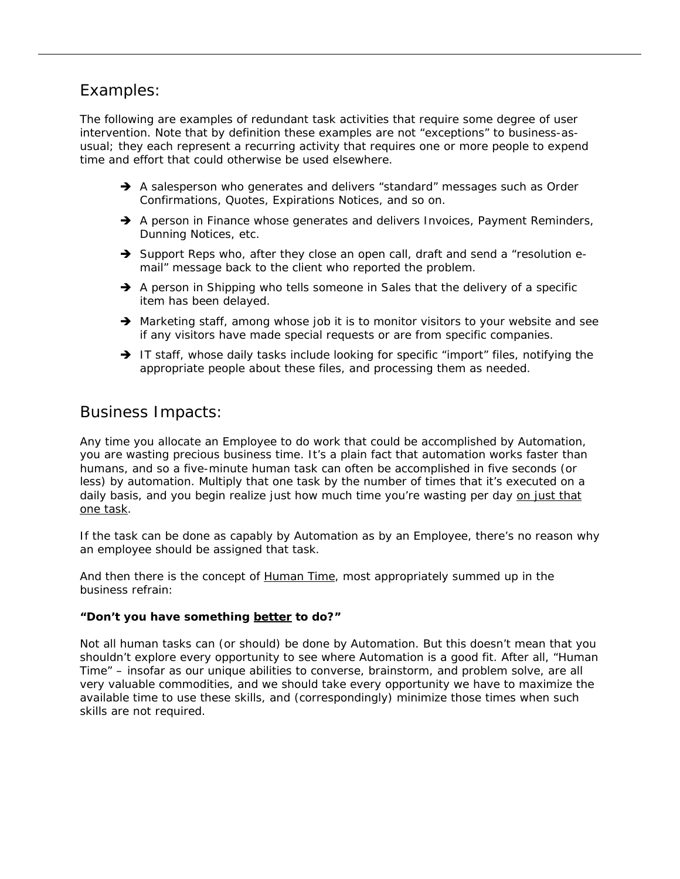## Examples:

The following are examples of redundant task activities that require some degree of user intervention. Note that by definition these examples are not "exceptions" to business-as-usual; they each represent a recurring activity that requires one or more people to expend time and effort that could otherwise be used elsewhere.

- ➔ A salesperson who generates and delivers "standard" messages such as Order Confirmations, Quotes, Expirations Notices, and so on.
- ➔ A person in Finance whose generates and delivers Invoices, Payment Reminders, Dunning Notices, etc.
- ➔ Support Reps who, after they close an open call, draft and send a "resolution e-mail" message back to the client who reported the problem.
- ➔ A person in Shipping who tells someone in Sales that the delivery of a specific item has been delayed.
- ➔ Marketing staff, among whose job it is to monitor visitors to your website and see if any visitors have made special requests or are from specific companies.
- ➔ IT staff, whose daily tasks include looking for specific "import" files, notifying the appropriate people about these files, and processing them as needed.

## Business Impacts:

Any time you allocate an Employee to do work that could be accomplished by Automation, you are wasting precious business time. It's a plain fact that automation works faster than humans, and so a five-minute human task can often be accomplished in five seconds (or less) by automation. Multiply that one task by the number of times that it's executed on a daily basis, and you begin realize just how much time you're wasting per day <u>on just that one task</u>.

If the task can be done as capably by Automation as by an Employee, there's no reason why an employee should be assigned that task.

And then there is the concept of <u>Human Time</u>, most appropriately summed up in the business refrain:

**"Don't you have something <u>better</u> to do?"**

Not all human tasks can (or should) be done by Automation. But this doesn't mean that you shouldn't explore every opportunity to see where Automation is a good fit. After all, "Human Time" – insofar as our unique abilities to converse, brainstorm, and problem solve, are all very valuable commodities, and we should take every opportunity we have to maximize the available time to use these skills, and (correspondingly) minimize those times when such skills are not required.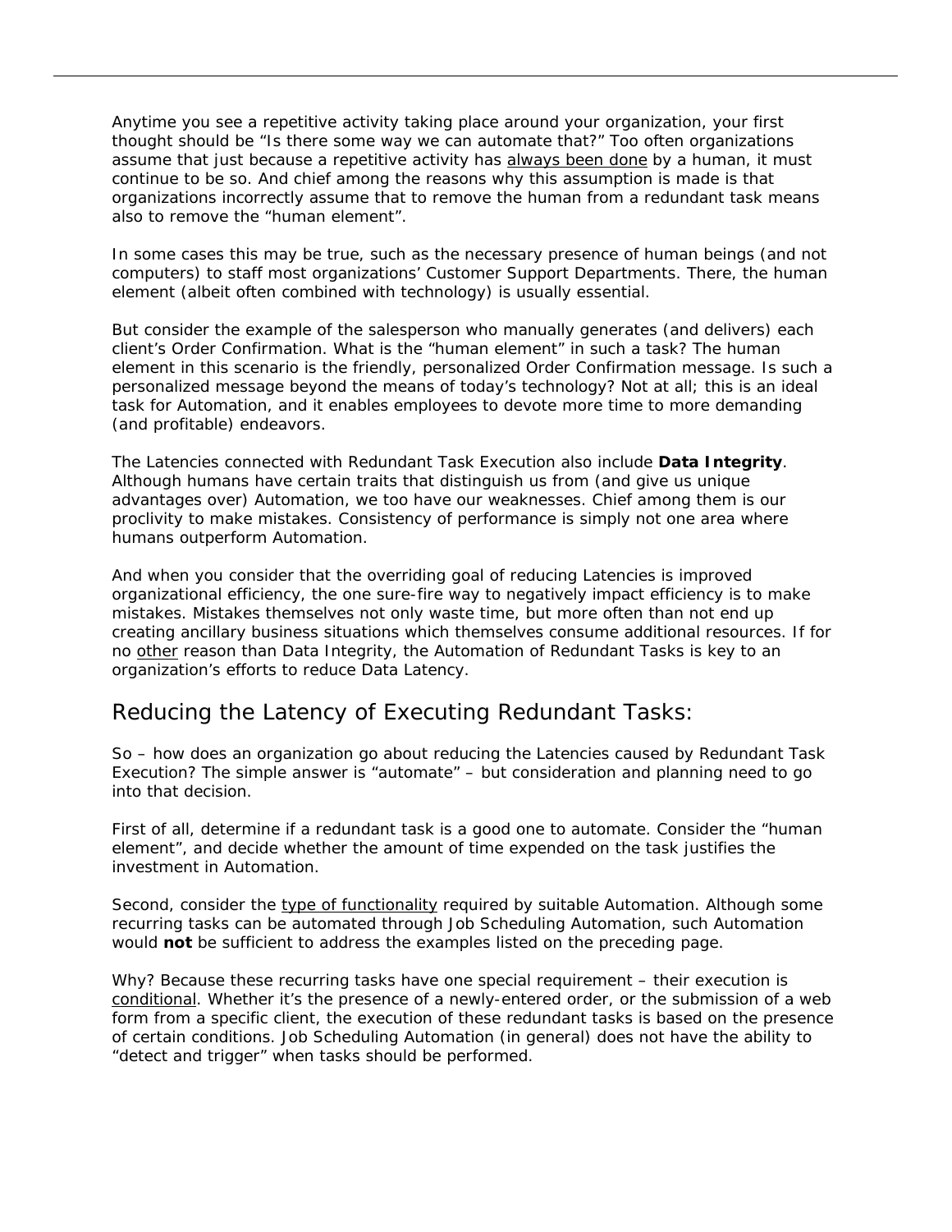Anytime you see a repetitive activity taking place around your organization, your first thought should be “Is there some way we can automate that?” Too often organizations assume that just because a repetitive activity has <u>always been done</u> by a human, it must continue to be so. And chief among the reasons why this assumption is made is that organizations incorrectly assume that to remove the human from a redundant task means also to remove the “human element”.

In some cases this may be true, such as the necessary presence of human beings (and not computers) to staff most organizations’ Customer Support Departments. There, the human element (albeit often combined with technology) is usually essential.

But consider the example of the salesperson who manually generates (and delivers) each client’s Order Confirmation. What is the “human element” in such a task? The human element in this scenario is the friendly, personalized Order Confirmation message. Is such a personalized message beyond the means of today’s technology? Not at all; this is an ideal task for Automation, and it enables employees to devote more time to more demanding (and profitable) endeavors.

The Latencies connected with Redundant Task Execution also include **Data Integrity**. Although humans have certain traits that distinguish us from (and give us unique advantages over) Automation, we too have our weaknesses. Chief among them is our proclivity to make mistakes. Consistency of performance is simply not one area where humans outperform Automation.

And when you consider that the overriding goal of reducing Latencies is improved organizational efficiency, the one sure-fire way to negatively impact efficiency is to make mistakes. Mistakes themselves not only waste time, but more often than not end up creating ancillary business situations which themselves consume additional resources. If for no <u>other</u> reason than Data Integrity, the Automation of Redundant Tasks is key to an organization’s efforts to reduce Data Latency.

## Reducing the Latency of Executing Redundant Tasks:

So – how does an organization go about reducing the Latencies caused by Redundant Task Execution? The simple answer is “automate” – but consideration and planning need to go into that decision.

First of all, determine if a redundant task is a good one to automate. Consider the “human element”, and decide whether the amount of time expended on the task justifies the investment in Automation.

Second, consider the <u>type of functionality</u> required by suitable Automation. Although some recurring tasks can be automated through Job Scheduling Automation, such Automation would **not** be sufficient to address the examples listed on the preceding page.

Why? Because these recurring tasks have one special requirement – their execution is <u>conditional</u>. Whether it’s the presence of a newly-entered order, or the submission of a web form from a specific client, the execution of these redundant tasks is based on the presence of certain conditions. Job Scheduling Automation (in general) does not have the ability to “detect and trigger” when tasks should be performed.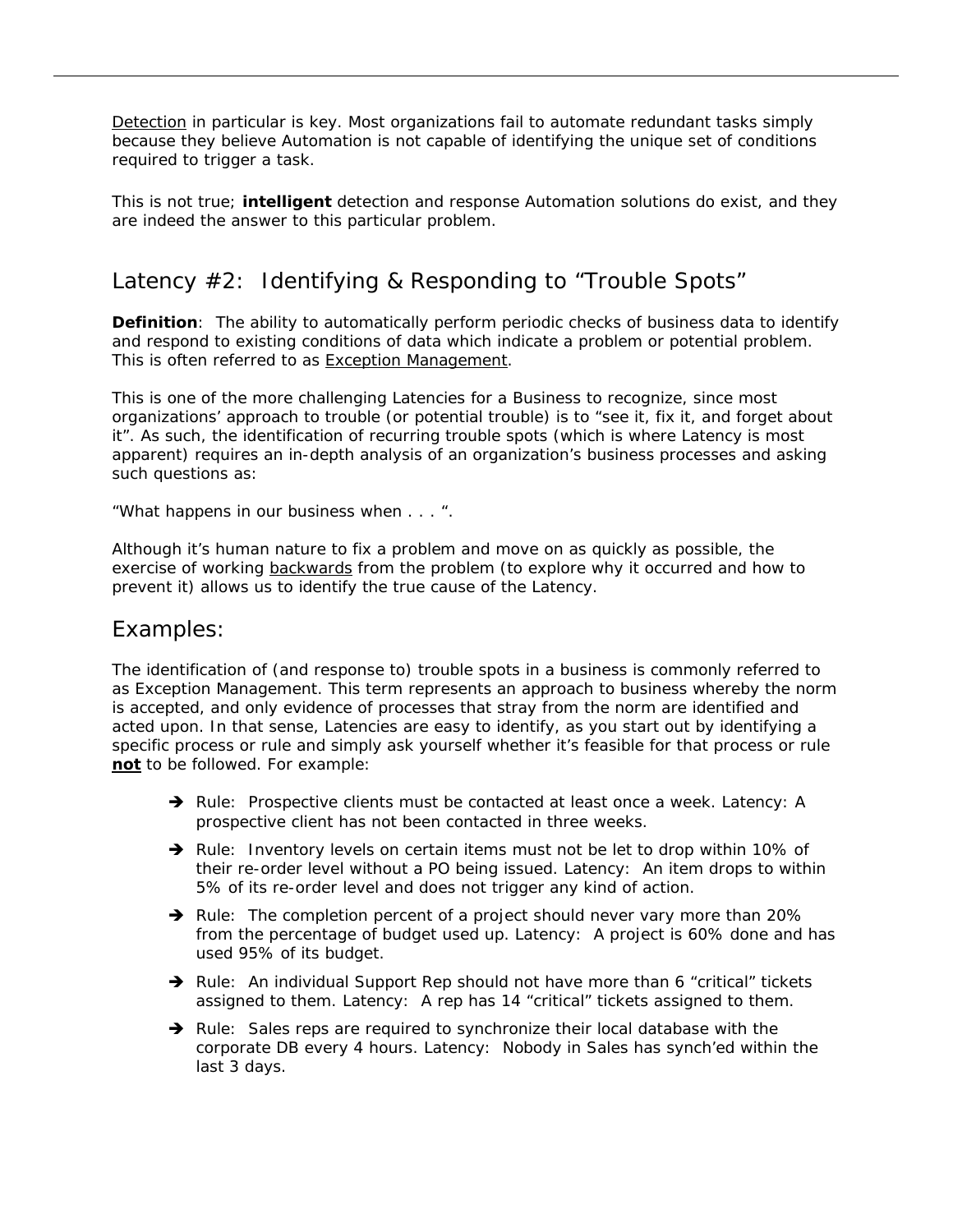Detection in particular is key. Most organizations fail to automate redundant tasks simply because they believe Automation is not capable of identifying the unique set of conditions required to trigger a task.

This is not true; **intelligent** detection and response Automation solutions do exist, and they are indeed the answer to this particular problem.

## Latency #2: Identifying & Responding to "Trouble Spots"

**Definition**: The ability to automatically perform periodic checks of business data to identify and respond to existing conditions of data which indicate a problem or potential problem. This is often referred to as Exception Management.

This is one of the more challenging Latencies for a Business to recognize, since most organizations' approach to trouble (or potential trouble) is to "see it, fix it, and forget about it". As such, the identification of recurring trouble spots (which is where Latency is most apparent) requires an in-depth analysis of an organization's business processes and asking such questions as:

"What happens in our business when . . . ".

Although it's human nature to fix a problem and move on as quickly as possible, the exercise of working backwards from the problem (to explore why it occurred and how to prevent it) allows us to identify the true cause of the Latency.

## Examples:

The identification of (and response to) trouble spots in a business is commonly referred to as Exception Management. This term represents an approach to business whereby the norm is accepted, and only evidence of processes that stray from the norm are identified and acted upon. In that sense, Latencies are easy to identify, as you start out by identifying a specific process or rule and simply ask yourself whether it's feasible for that process or rule **not** to be followed. For example:

- Rule: Prospective clients must be contacted at least once a week. Latency: A prospective client has not been contacted in three weeks.
- Rule: Inventory levels on certain items must not be let to drop within 10% of their re-order level without a PO being issued. Latency: An item drops to within 5% of its re-order level and does not trigger any kind of action.
- Rule: The completion percent of a project should never vary more than 20% from the percentage of budget used up. Latency: A project is 60% done and has used 95% of its budget.
- Rule: An individual Support Rep should not have more than 6 "critical" tickets assigned to them. Latency: A rep has 14 "critical" tickets assigned to them.
- Rule: Sales reps are required to synchronize their local database with the corporate DB every 4 hours. Latency: Nobody in Sales has synch'ed within the last 3 days.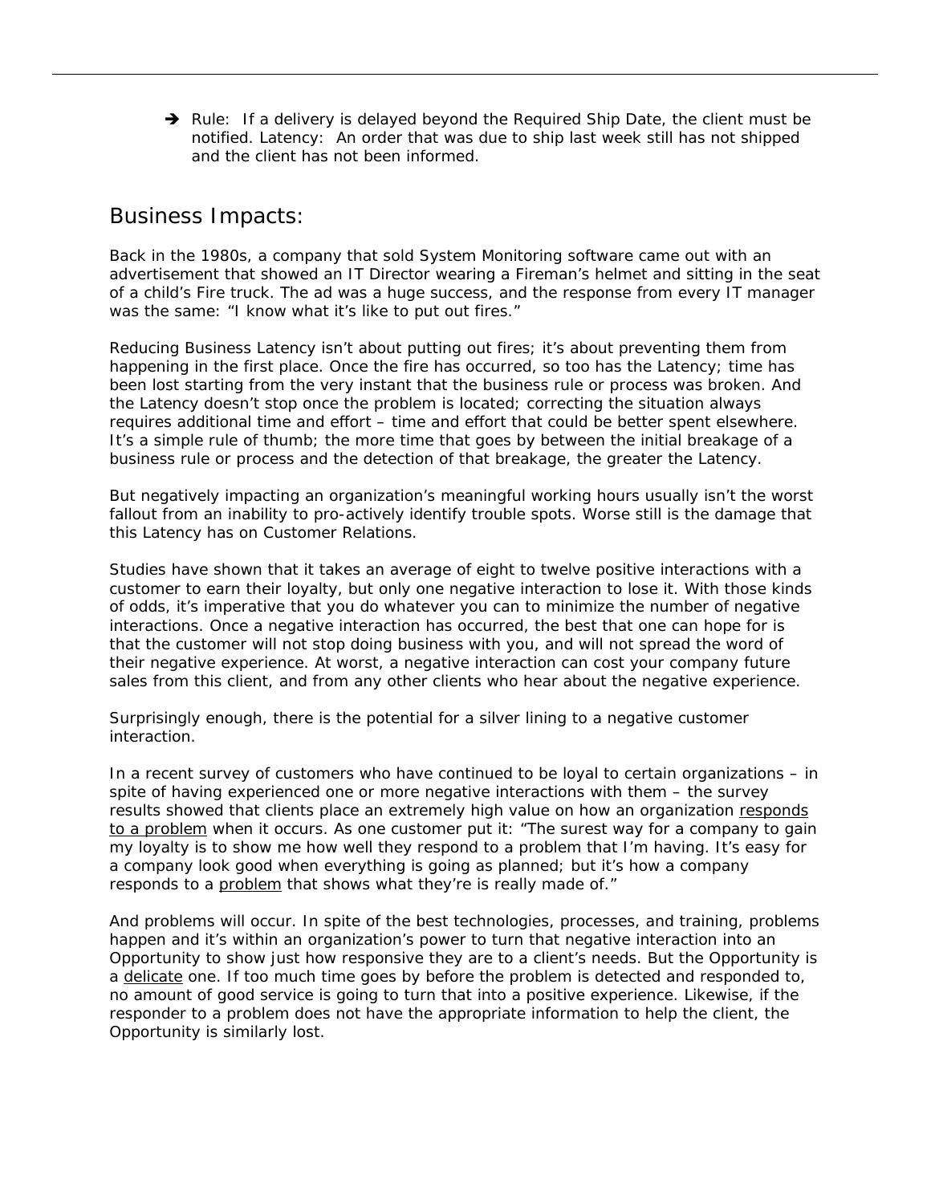- ➔ Rule: If a delivery is delayed beyond the Required Ship Date, the client must be notified. Latency: An order that was due to ship last week still has not shipped and the client has not been informed.

## Business Impacts:

Back in the 1980s, a company that sold System Monitoring software came out with an advertisement that showed an IT Director wearing a Fireman's helmet and sitting in the seat of a child's Fire truck. The ad was a huge success, and the response from every IT manager was the same: "I know what it's like to put out fires."

Reducing Business Latency isn't about putting out fires; it's about preventing them from happening in the first place. Once the fire has occurred, so too has the Latency; time has been lost starting from the very instant that the business rule or process was broken. And the Latency doesn't stop once the problem is located; correcting the situation always requires additional time and effort – time and effort that could be better spent elsewhere. It's a simple rule of thumb; the more time that goes by between the initial breakage of a business rule or process and the detection of that breakage, the greater the Latency.

But negatively impacting an organization's meaningful working hours usually isn't the worst fallout from an inability to pro-actively identify trouble spots. Worse still is the damage that this Latency has on Customer Relations.

Studies have shown that it takes an average of eight to twelve positive interactions with a customer to earn their loyalty, but only one negative interaction to lose it. With those kinds of odds, it's imperative that you do whatever you can to minimize the number of negative interactions. Once a negative interaction has occurred, the best that one can hope for is that the customer will not stop doing business with you, and will not spread the word of their negative experience. At worst, a negative interaction can cost your company future sales from this client, and from any other clients who hear about the negative experience.

Surprisingly enough, there is the potential for a silver lining to a negative customer interaction.

In a recent survey of customers who have continued to be loyal to certain organizations – in spite of having experienced one or more negative interactions with them – the survey results showed that clients place an extremely high value on how an organization <u>responds to a problem</u> when it occurs. As one customer put it: "The surest way for a company to gain my loyalty is to show me how well they respond to a problem that I'm having. It's easy for a company look good when everything is going as planned; but it's how a company responds to a <u>problem</u> that shows what they're is really made of."

And problems will occur. In spite of the best technologies, processes, and training, problems happen and it's within an organization's power to turn that negative interaction into an Opportunity to show just how responsive they are to a client's needs. But the Opportunity is a <u>delicate</u> one. If too much time goes by before the problem is detected and responded to, no amount of good service is going to turn that into a positive experience. Likewise, if the responder to a problem does not have the appropriate information to help the client, the Opportunity is similarly lost.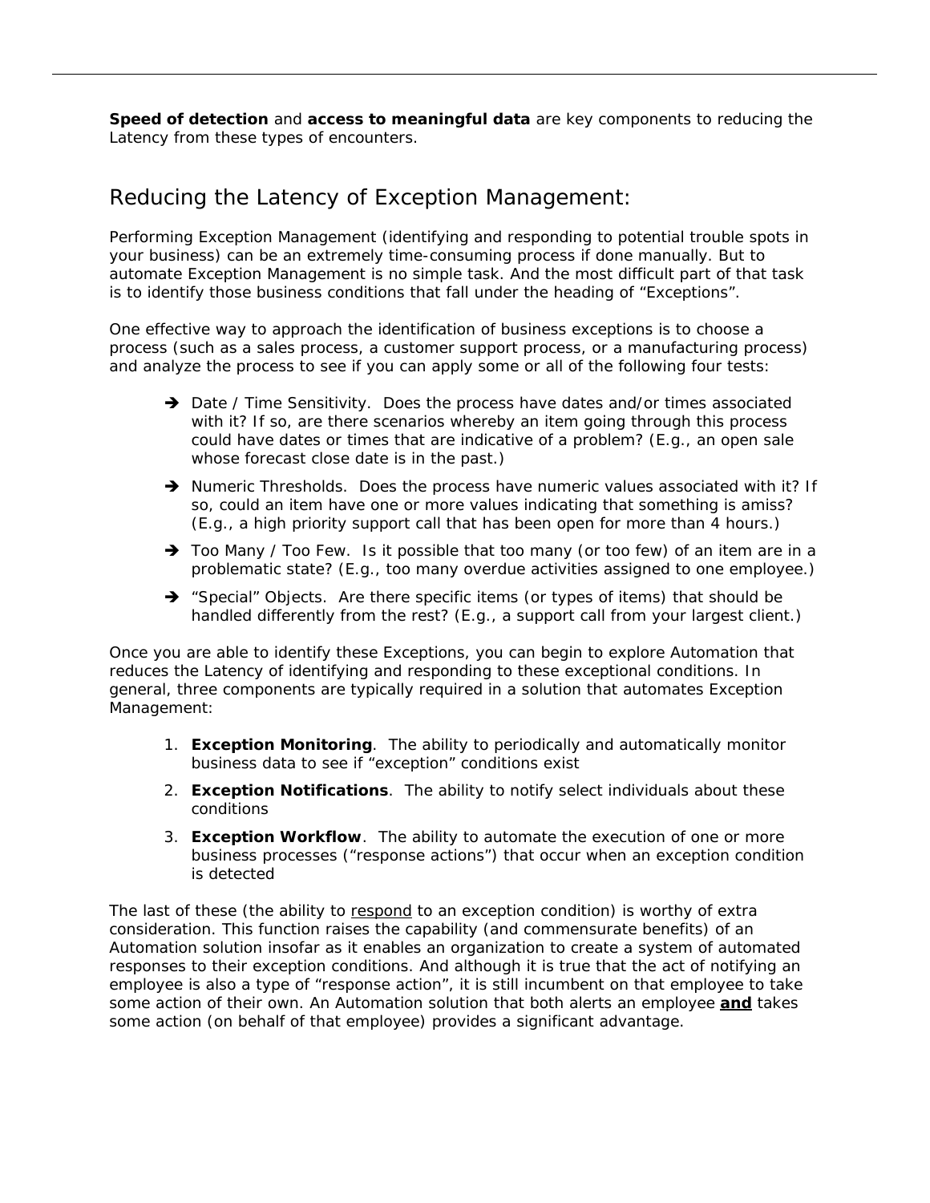**Speed of detection** and **access to meaningful data** are key components to reducing the Latency from these types of encounters.

## Reducing the Latency of Exception Management:

Performing Exception Management (identifying and responding to potential trouble spots in your business) can be an extremely time-consuming process if done manually. But to automate Exception Management is no simple task. And the most difficult part of that task is to identify those business conditions that fall under the heading of "Exceptions".

One effective way to approach the identification of business exceptions is to choose a process (such as a sales process, a customer support process, or a manufacturing process) and analyze the process to see if you can apply some or all of the following four tests:

- ➔ Date / Time Sensitivity. Does the process have dates and/or times associated with it? If so, are there scenarios whereby an item going through this process could have dates or times that are indicative of a problem? (E.g., an open sale whose forecast close date is in the past.)
- ➔ Numeric Thresholds. Does the process have numeric values associated with it? If so, could an item have one or more values indicating that something is amiss? (E.g., a high priority support call that has been open for more than 4 hours.)
- ➔ Too Many / Too Few. Is it possible that too many (or too few) of an item are in a problematic state? (E.g., too many overdue activities assigned to one employee.)
- ➔ "Special" Objects. Are there specific items (or types of items) that should be handled differently from the rest? (E.g., a support call from your largest client.)

Once you are able to identify these Exceptions, you can begin to explore Automation that reduces the Latency of identifying and responding to these exceptional conditions. In general, three components are typically required in a solution that automates Exception Management:

1. **Exception Monitoring**. The ability to periodically and automatically monitor business data to see if "exception" conditions exist
2. **Exception Notifications**. The ability to notify select individuals about these conditions
3. **Exception Workflow**. The ability to automate the execution of one or more business processes ("response actions") that occur when an exception condition is detected

The last of these (the ability to <u>respond</u> to an exception condition) is worthy of extra consideration. This function raises the capability (and commensurate benefits) of an Automation solution insofar as it enables an organization to create a system of automated responses to their exception conditions. And although it is true that the act of notifying an employee is also a type of "response action", it is still incumbent on that employee to take some action of their own. An Automation solution that both alerts an employee <u>**and**</u> takes some action (on behalf of that employee) provides a significant advantage.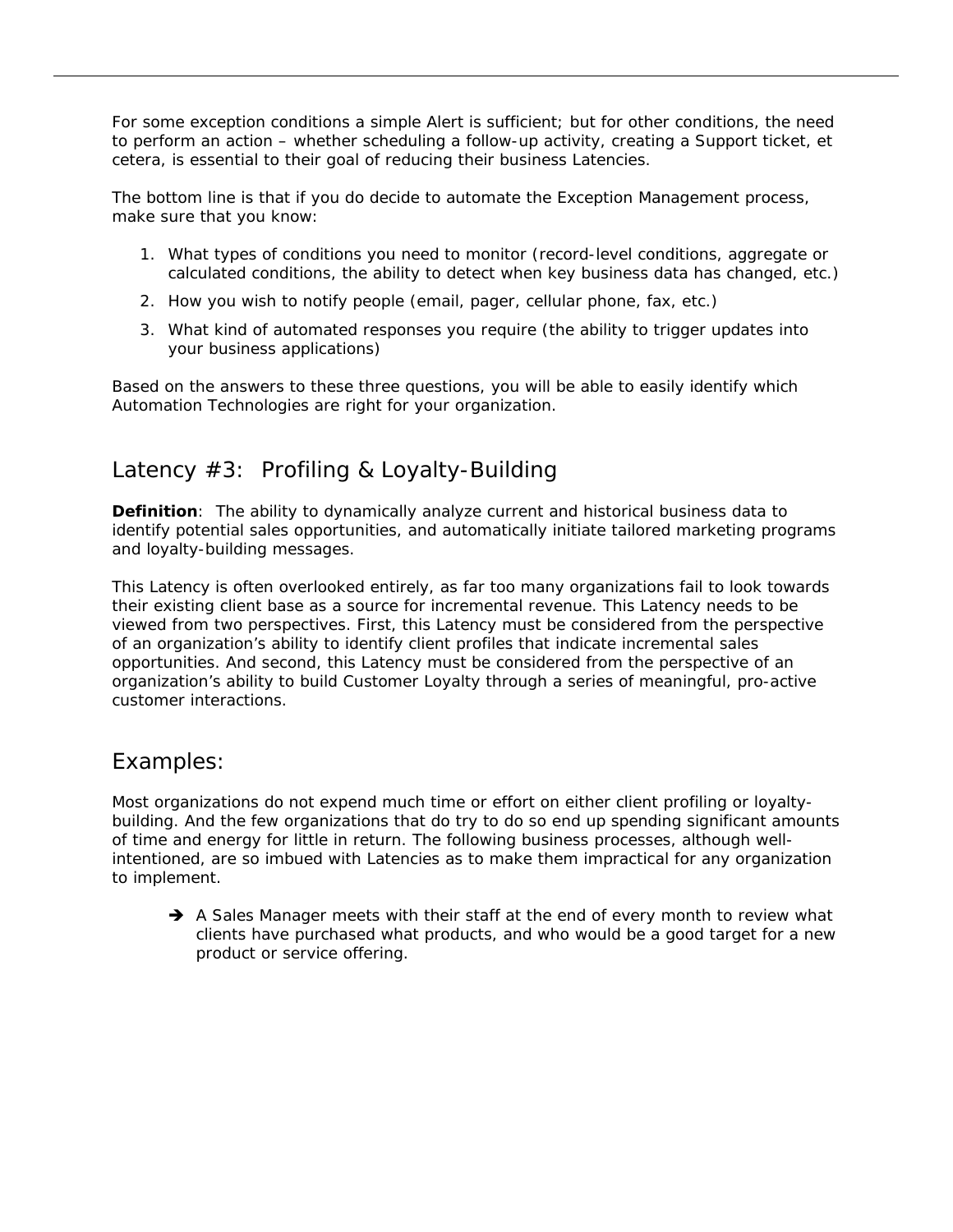For some exception conditions a simple Alert is sufficient; but for other conditions, the need to perform an action – whether scheduling a follow-up activity, creating a Support ticket, et cetera, is essential to their goal of reducing their business Latencies.

The bottom line is that if you do decide to automate the Exception Management process, make sure that you know:

1. What types of conditions you need to monitor (record-level conditions, aggregate or calculated conditions, the ability to detect when key business data has changed, etc.)
2. How you wish to notify people (email, pager, cellular phone, fax, etc.)
3. What kind of automated responses you require (the ability to trigger updates into your business applications)

Based on the answers to these three questions, you will be able to easily identify which Automation Technologies are right for your organization.

## Latency #3: Profiling & Loyalty-Building

**Definition**: The ability to dynamically analyze current and historical business data to identify potential sales opportunities, and automatically initiate tailored marketing programs and loyalty-building messages.

This Latency is often overlooked entirely, as far too many organizations fail to look towards their existing client base as a source for incremental revenue. This Latency needs to be viewed from two perspectives. First, this Latency must be considered from the perspective of an organization's ability to identify client profiles that indicate incremental sales opportunities. And second, this Latency must be considered from the perspective of an organization's ability to build Customer Loyalty through a series of meaningful, pro-active customer interactions.

## Examples:

Most organizations do not expend much time or effort on either client profiling or loyalty-building. And the few organizations that do try to do so end up spending significant amounts of time and energy for little in return. The following business processes, although well-intentioned, are so imbued with Latencies as to make them impractical for any organization to implement.

- ➔ A Sales Manager meets with their staff at the end of every month to review what clients have purchased what products, and who would be a good target for a new product or service offering.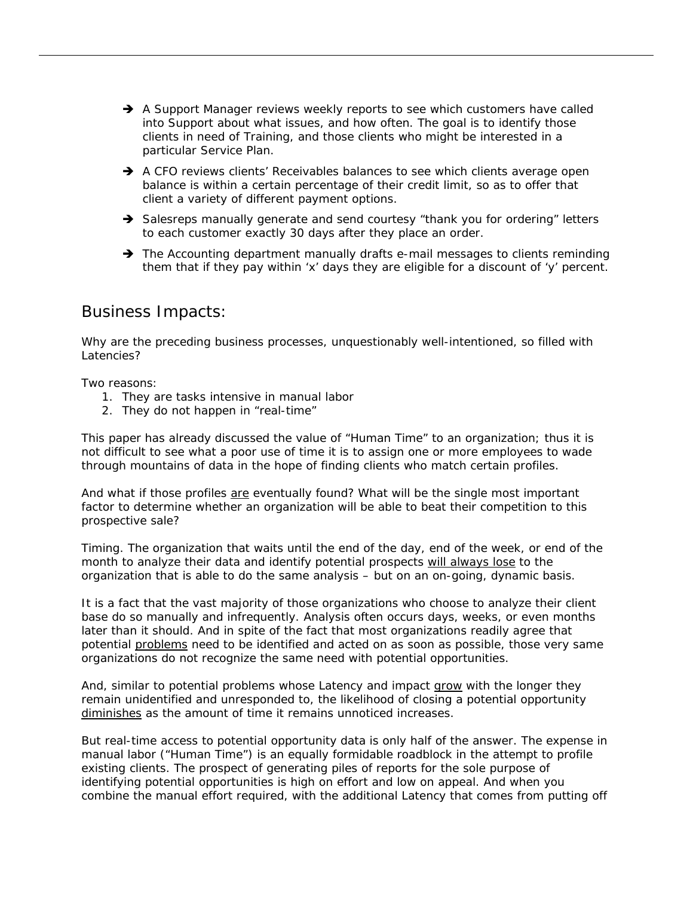- ➔ A Support Manager reviews weekly reports to see which customers have called into Support about what issues, and how often. The goal is to identify those clients in need of Training, and those clients who might be interested in a particular Service Plan.
- ➔ A CFO reviews clients' Receivables balances to see which clients average open balance is within a certain percentage of their credit limit, so as to offer that client a variety of different payment options.
- ➔ Salesreps manually generate and send courtesy "thank you for ordering" letters to each customer exactly 30 days after they place an order.
- ➔ The Accounting department manually drafts e-mail messages to clients reminding them that if they pay within 'x' days they are eligible for a discount of 'y' percent.

## Business Impacts:

Why are the preceding business processes, unquestionably well-intentioned, so filled with Latencies?

Two reasons:

1. They are tasks intensive in manual labor
2. They do not happen in "real-time"

This paper has already discussed the value of "Human Time" to an organization; thus it is not difficult to see what a poor use of time it is to assign one or more employees to wade through mountains of data in the hope of finding clients who match certain profiles.

And what if those profiles <u>are</u> eventually found? What will be the single most important factor to determine whether an organization will be able to beat their competition to this prospective sale?

Timing. The organization that waits until the end of the day, end of the week, or end of the month to analyze their data and identify potential prospects <u>will always lose</u> to the organization that is able to do the same analysis – but on an on-going, dynamic basis.

It is a fact that the vast majority of those organizations who choose to analyze their client base do so manually and infrequently. Analysis often occurs days, weeks, or even months later than it should. And in spite of the fact that most organizations readily agree that potential <u>problems</u> need to be identified and acted on as soon as possible, those very same organizations do not recognize the same need with potential opportunities.

And, similar to potential problems whose Latency and impact <u>grow</u> with the longer they remain unidentified and unresponded to, the likelihood of closing a potential opportunity <u>diminishes</u> as the amount of time it remains unnoticed increases.

But real-time access to potential opportunity data is only half of the answer. The expense in manual labor ("Human Time") is an equally formidable roadblock in the attempt to profile existing clients. The prospect of generating piles of reports for the sole purpose of identifying potential opportunities is high on effort and low on appeal. And when you combine the manual effort required, with the additional Latency that comes from putting off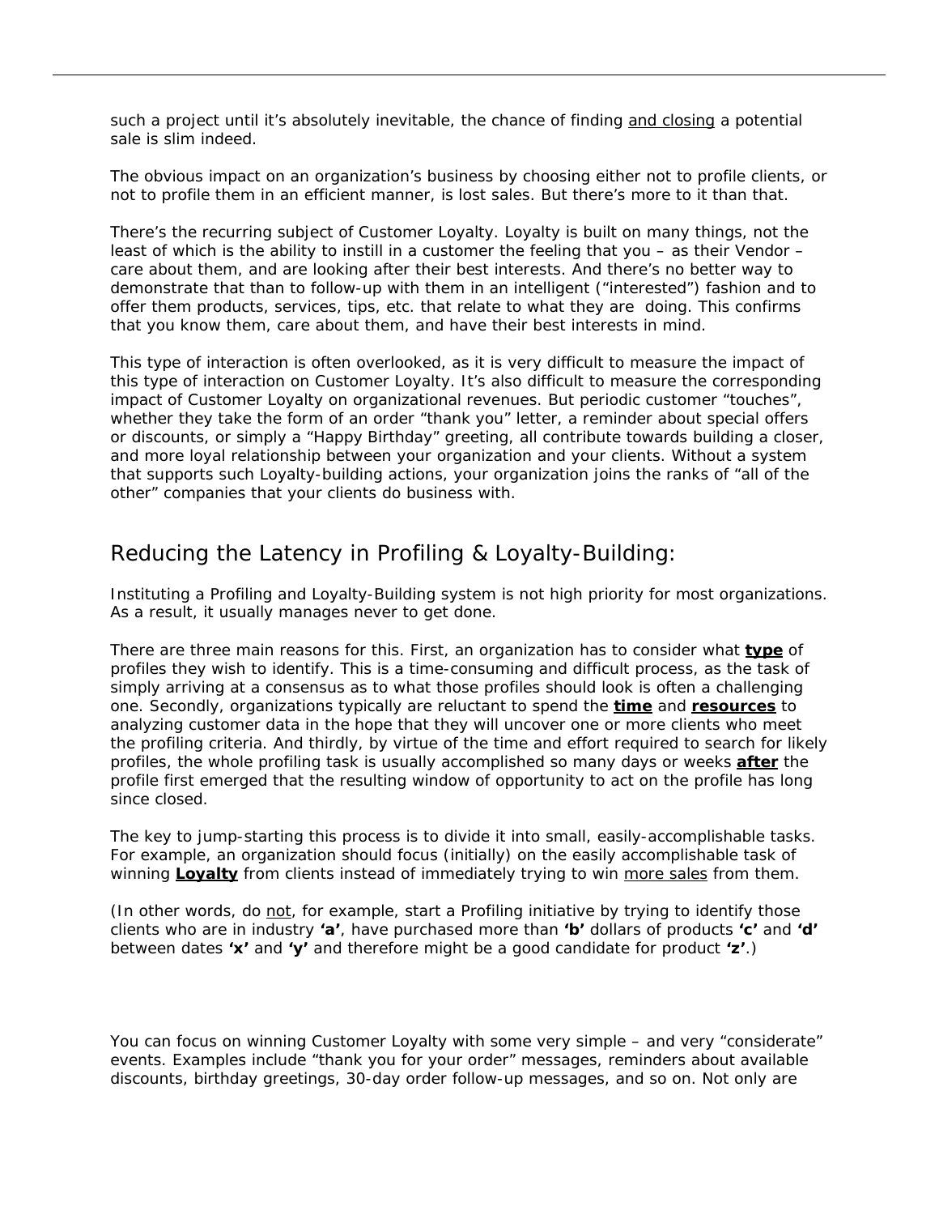such a project until it's absolutely inevitable, the chance of finding <u>and closing</u> a potential sale is slim indeed.

The obvious impact on an organization's business by choosing either not to profile clients, or not to profile them in an efficient manner, is lost sales. But there's more to it than that.

There's the recurring subject of Customer Loyalty. Loyalty is built on many things, not the least of which is the ability to instill in a customer the feeling that you – as their Vendor – care about them, and are looking after their best interests. And there's no better way to demonstrate that than to follow-up with them in an intelligent ("interested") fashion and to offer them products, services, tips, etc. that relate to what they are doing. This confirms that you know them, care about them, and have their best interests in mind.

This type of interaction is often overlooked, as it is very difficult to measure the impact of this type of interaction on Customer Loyalty. It's also difficult to measure the corresponding impact of Customer Loyalty on organizational revenues. But periodic customer "touches", whether they take the form of an order "thank you" letter, a reminder about special offers or discounts, or simply a "Happy Birthday" greeting, all contribute towards building a closer, and more loyal relationship between your organization and your clients. Without a system that supports such Loyalty-building actions, your organization joins the ranks of "all of the other" companies that your clients do business with.

## Reducing the Latency in Profiling & Loyalty-Building:

Instituting a Profiling and Loyalty-Building system is not high priority for most organizations. As a result, it usually manages never to get done.

There are three main reasons for this. First, an organization has to consider what <u>**type**</u> of profiles they wish to identify. This is a time-consuming and difficult process, as the task of simply arriving at a consensus as to what those profiles should look is often a challenging one. Secondly, organizations typically are reluctant to spend the <u>**time**</u> and <u>**resources**</u> to analyzing customer data in the hope that they will uncover one or more clients who meet the profiling criteria. And thirdly, by virtue of the time and effort required to search for likely profiles, the whole profiling task is usually accomplished so many days or weeks <u>**after**</u> the profile first emerged that the resulting window of opportunity to act on the profile has long since closed.

The key to jump-starting this process is to divide it into small, easily-accomplishable tasks. For example, an organization should focus (initially) on the easily accomplishable task of winning <u>**Loyalty**</u> from clients instead of immediately trying to win <u>more sales</u> from them.

(In other words, do <u>not</u>, for example, start a Profiling initiative by trying to identify those clients who are in industry **'a'**, have purchased more than **'b'** dollars of products **'c'** and **'d'** between dates **'x'** and **'y'** and therefore might be a good candidate for product **'z'**.)

You can focus on winning Customer Loyalty with some very simple – and very "considerate" events. Examples include "thank you for your order" messages, reminders about available discounts, birthday greetings, 30-day order follow-up messages, and so on. Not only are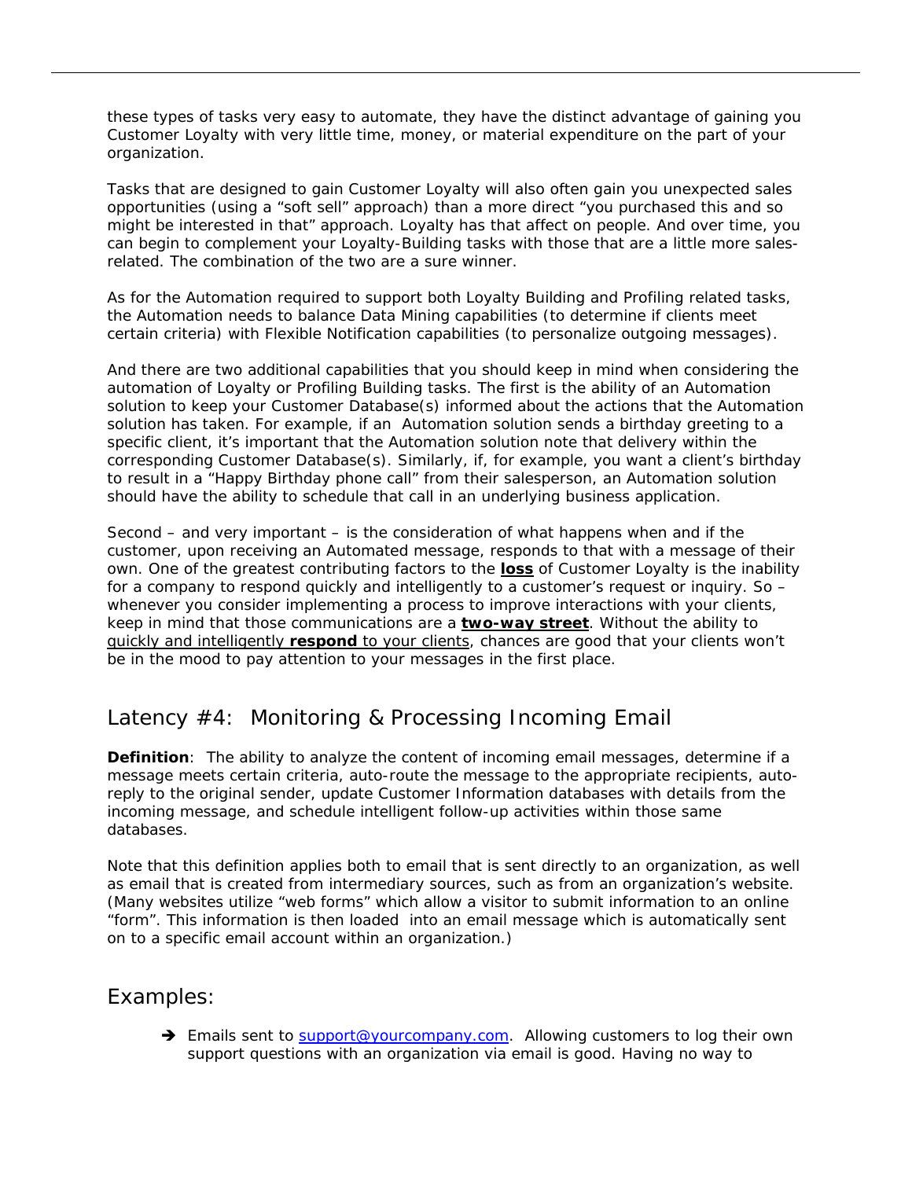these types of tasks very easy to automate, they have the distinct advantage of gaining you Customer Loyalty with very little time, money, or material expenditure on the part of your organization.

Tasks that are designed to gain Customer Loyalty will also often gain you unexpected sales opportunities (using a "soft sell" approach) than a more direct "you purchased this and so might be interested in that" approach. Loyalty has that affect on people. And over time, you can begin to complement your Loyalty-Building tasks with those that are a little more sales-related. The combination of the two are a sure winner.

As for the Automation required to support both Loyalty Building and Profiling related tasks, the Automation needs to balance Data Mining capabilities (to determine if clients meet certain criteria) with Flexible Notification capabilities (to personalize outgoing messages).

And there are two additional capabilities that you should keep in mind when considering the automation of Loyalty or Profiling Building tasks. The first is the ability of an Automation solution to keep your Customer Database(s) informed about the actions that the Automation solution has taken. For example, if an Automation solution sends a birthday greeting to a specific client, it's important that the Automation solution note that delivery within the corresponding Customer Database(s). Similarly, if, for example, you want a client's birthday to result in a "Happy Birthday phone call" from their salesperson, an Automation solution should have the ability to schedule that call in an underlying business application.

Second – and very important – is the consideration of what happens when and if the customer, upon receiving an Automated message, responds to that with a message of their own. One of the greatest contributing factors to the **loss** of Customer Loyalty is the inability for a company to respond quickly and intelligently to a customer's request or inquiry. So – whenever you consider implementing a process to improve interactions with your clients, keep in mind that those communications are a **two-way street**. Without the ability to quickly and intelligently **respond** to your clients, chances are good that your clients won't be in the mood to pay attention to your messages in the first place.

## Latency #4: Monitoring & Processing Incoming Email

**Definition**: The ability to analyze the content of incoming email messages, determine if a message meets certain criteria, auto-route the message to the appropriate recipients, auto-reply to the original sender, update Customer Information databases with details from the incoming message, and schedule intelligent follow-up activities within those same databases.

Note that this definition applies both to email that is sent directly to an organization, as well as email that is created from intermediary sources, such as from an organization's website. (Many websites utilize "web forms" which allow a visitor to submit information to an online "form". This information is then loaded into an email message which is automatically sent on to a specific email account within an organization.)

## Examples:

- ➔ Emails sent to support@yourcompany.com. Allowing customers to log their own support questions with an organization via email is good. Having no way to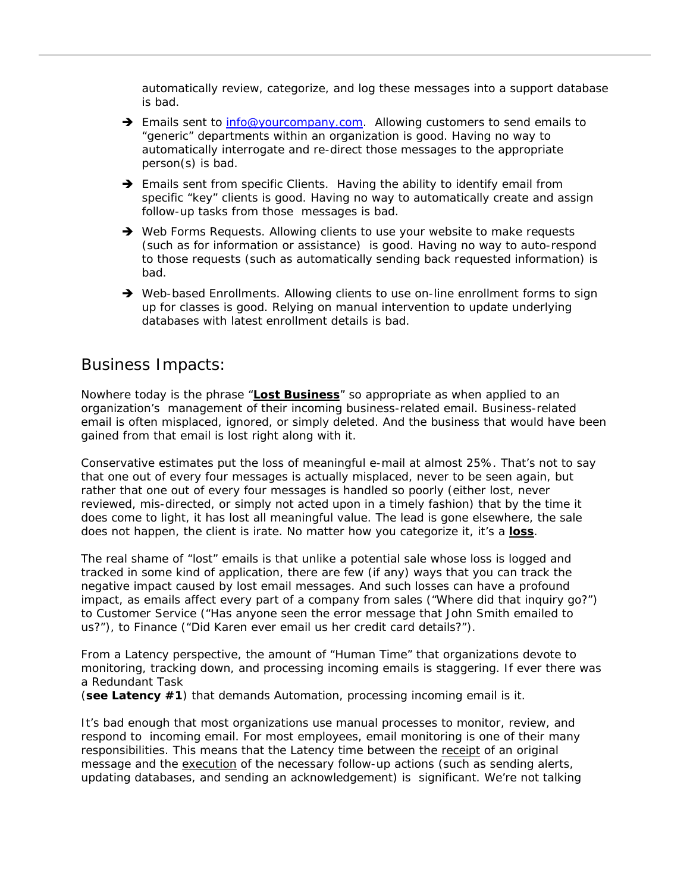automatically review, categorize, and log these messages into a support database is bad.

- Emails sent to info@yourcompany.com. Allowing customers to send emails to "generic" departments within an organization is good. Having no way to automatically interrogate and re-direct those messages to the appropriate person(s) is bad.
- Emails sent from specific Clients. Having the ability to identify email from specific "key" clients is good. Having no way to automatically create and assign follow-up tasks from those messages is bad.
- Web Forms Requests. Allowing clients to use your website to make requests (such as for information or assistance) is good. Having no way to auto-respond to those requests (such as automatically sending back requested information) is bad.
- Web-based Enrollments. Allowing clients to use on-line enrollment forms to sign up for classes is good. Relying on manual intervention to update underlying databases with latest enrollment details is bad.

## Business Impacts:

Nowhere today is the phrase "**Lost Business**" so appropriate as when applied to an organization's management of their incoming business-related email. Business-related email is often misplaced, ignored, or simply deleted. And the business that would have been gained from that email is lost right along with it.

Conservative estimates put the loss of meaningful e-mail at almost 25%. That's not to say that one out of every four messages is actually misplaced, never to be seen again, but rather that one out of every four messages is handled so poorly (either lost, never reviewed, mis-directed, or simply not acted upon in a timely fashion) that by the time it does come to light, it has lost all meaningful value. The lead is gone elsewhere, the sale does not happen, the client is irate. No matter how you categorize it, it's a **loss**.

The real shame of "lost" emails is that unlike a potential sale whose loss is logged and tracked in some kind of application, there are few (if any) ways that you can track the negative impact caused by lost email messages. And such losses can have a profound impact, as emails affect every part of a company from sales ("Where did that inquiry go?") to Customer Service ("Has anyone seen the error message that John Smith emailed to us?"), to Finance ("Did Karen ever email us her credit card details?").

From a Latency perspective, the amount of "Human Time" that organizations devote to monitoring, tracking down, and processing incoming emails is staggering. If ever there was a Redundant Task (**see Latency #1**) that demands Automation, processing incoming email is it.

It's bad enough that most organizations use manual processes to monitor, review, and respond to incoming email. For most employees, email monitoring is one of their many responsibilities. This means that the Latency time between the receipt of an original message and the execution of the necessary follow-up actions (such as sending alerts, updating databases, and sending an acknowledgement) is significant. We're not talking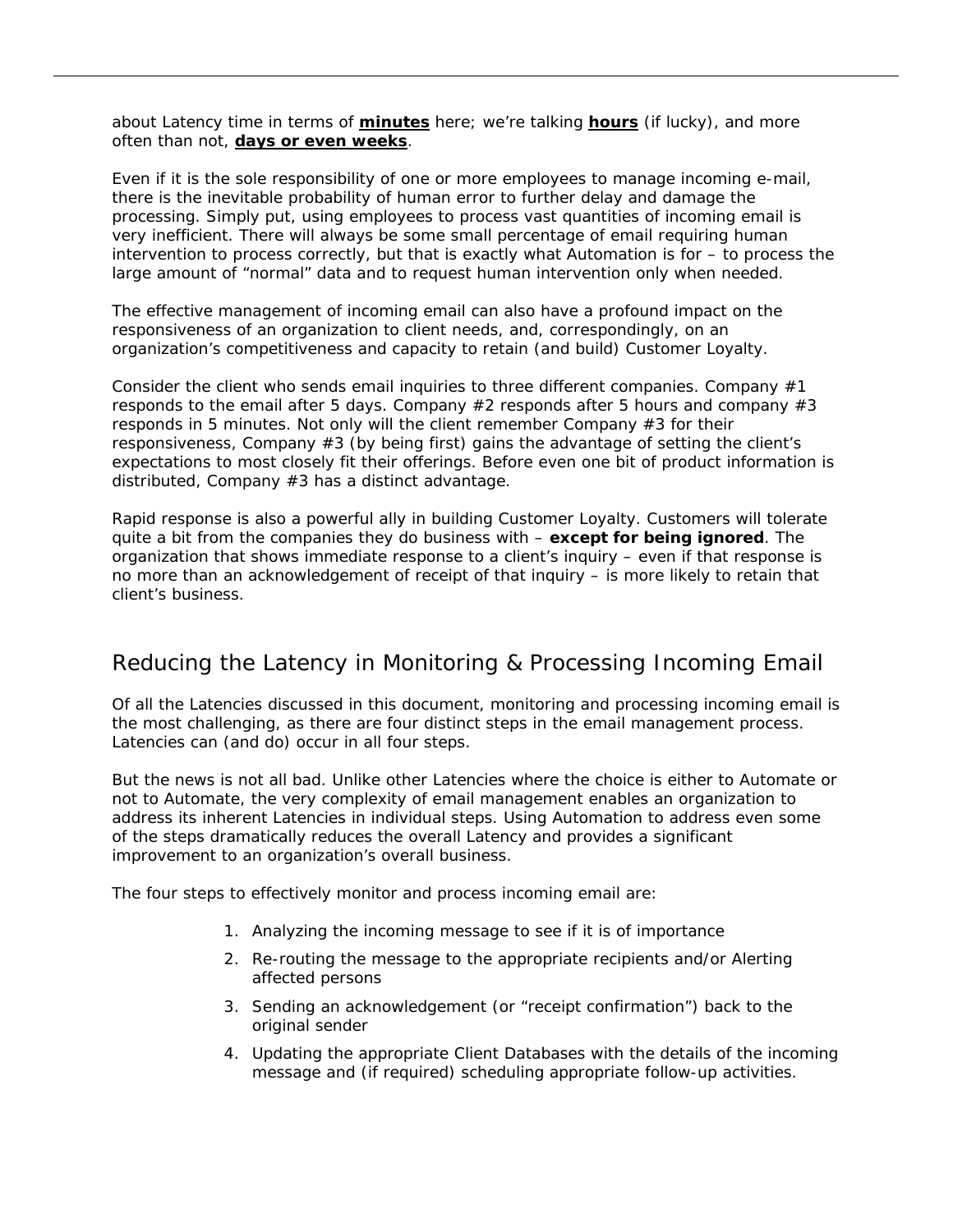about Latency time in terms of <u>**minutes**</u> here; we're talking <u>**hours**</u> (if lucky), and more often than not, <u>**days or even weeks**</u>.

Even if it is the sole responsibility of one or more employees to manage incoming e-mail, there is the inevitable probability of human error to further delay and damage the processing. Simply put, using employees to process vast quantities of incoming email is very inefficient. There will always be some small percentage of email requiring human intervention to process correctly, but that is exactly what Automation is for – to process the large amount of "normal" data and to request human intervention only when needed.

The effective management of incoming email can also have a profound impact on the responsiveness of an organization to client needs, and, correspondingly, on an organization's competitiveness and capacity to retain (and build) Customer Loyalty.

Consider the client who sends email inquiries to three different companies. Company #1 responds to the email after 5 days. Company #2 responds after 5 hours and company #3 responds in 5 minutes. Not only will the client remember Company #3 for their responsiveness, Company #3 (by being first) gains the advantage of setting the client's expectations to most closely fit their offerings. Before even one bit of product information is distributed, Company #3 has a distinct advantage.

Rapid response is also a powerful ally in building Customer Loyalty. Customers will tolerate quite a bit from the companies they do business with – **except for being ignored**. The organization that shows immediate response to a client's inquiry – even if that response is no more than an acknowledgement of receipt of that inquiry – is more likely to retain that client's business.

## Reducing the Latency in Monitoring & Processing Incoming Email

Of all the Latencies discussed in this document, monitoring and processing incoming email is the most challenging, as there are four distinct steps in the email management process. Latencies can (and do) occur in all four steps.

But the news is not all bad. Unlike other Latencies where the choice is either to Automate or not to Automate, the very complexity of email management enables an organization to address its inherent Latencies in individual steps. Using Automation to address even some of the steps dramatically reduces the overall Latency and provides a significant improvement to an organization's overall business.

The four steps to effectively monitor and process incoming email are:

1. Analyzing the incoming message to see if it is of importance
2. Re-routing the message to the appropriate recipients and/or Alerting affected persons
3. Sending an acknowledgement (or "receipt confirmation") back to the original sender
4. Updating the appropriate Client Databases with the details of the incoming message and (if required) scheduling appropriate follow-up activities.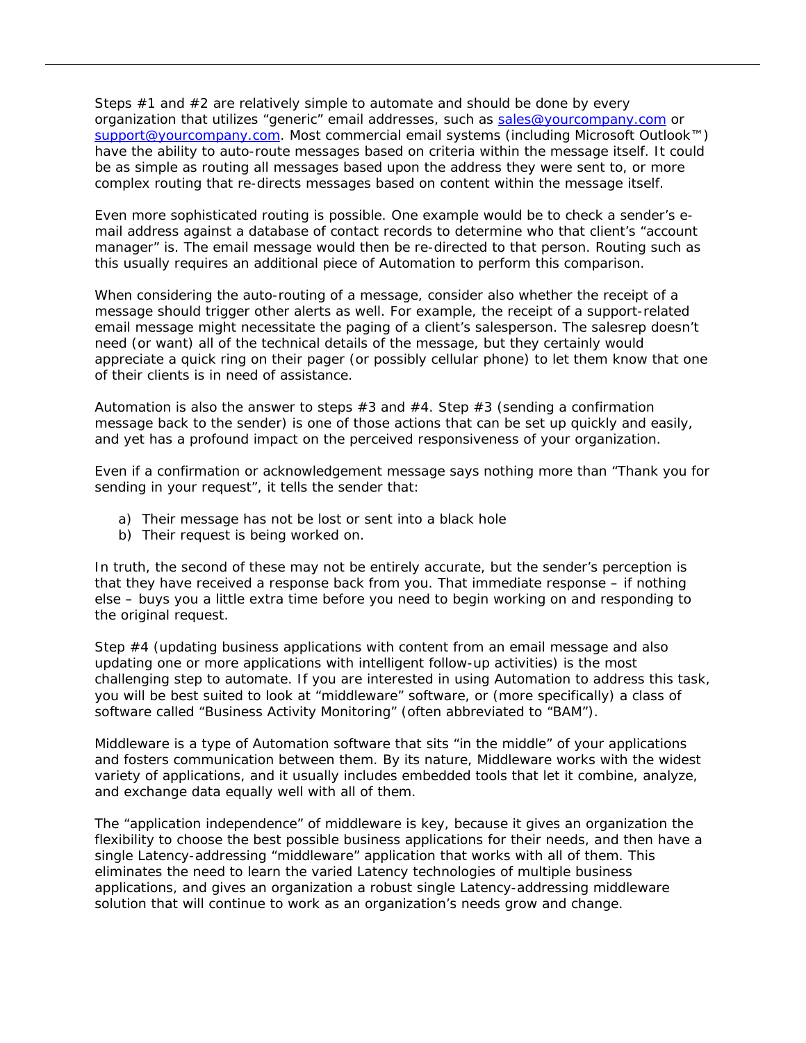Steps #1 and #2 are relatively simple to automate and should be done by every organization that utilizes "generic" email addresses, such as sales@yourcompany.com or support@yourcompany.com. Most commercial email systems (including Microsoft Outlook™) have the ability to auto-route messages based on criteria within the message itself. It could be as simple as routing all messages based upon the address they were sent to, or more complex routing that re-directs messages based on content within the message itself.

Even more sophisticated routing is possible. One example would be to check a sender's e-mail address against a database of contact records to determine who that client's "account manager" is. The email message would then be re-directed to that person. Routing such as this usually requires an additional piece of Automation to perform this comparison.

When considering the auto-routing of a message, consider also whether the receipt of a message should trigger other alerts as well. For example, the receipt of a support-related email message might necessitate the paging of a client's salesperson. The salesrep doesn't need (or want) all of the technical details of the message, but they certainly would appreciate a quick ring on their pager (or possibly cellular phone) to let them know that one of their clients is in need of assistance.

Automation is also the answer to steps #3 and #4. Step #3 (sending a confirmation message back to the sender) is one of those actions that can be set up quickly and easily, and yet has a profound impact on the perceived responsiveness of your organization.

Even if a confirmation or acknowledgement message says nothing more than "Thank you for sending in your request", it tells the sender that:

a) Their message has not be lost or sent into a black hole
b) Their request is being worked on.

In truth, the second of these may not be entirely accurate, but the sender's perception is that they have received a response back from you. That immediate response – if nothing else – buys you a little extra time before you need to begin working on and responding to the original request.

Step #4 (updating business applications with content from an email message and also updating one or more applications with intelligent follow-up activities) is the most challenging step to automate. If you are interested in using Automation to address this task, you will be best suited to look at "middleware" software, or (more specifically) a class of software called "Business Activity Monitoring" (often abbreviated to "BAM").

Middleware is a type of Automation software that sits "in the middle" of your applications and fosters communication between them. By its nature, Middleware works with the widest variety of applications, and it usually includes embedded tools that let it combine, analyze, and exchange data equally well with all of them.

The "application independence" of middleware is key, because it gives an organization the flexibility to choose the best possible business applications for their needs, and then have a single Latency-addressing "middleware" application that works with all of them. This eliminates the need to learn the varied Latency technologies of multiple business applications, and gives an organization a robust single Latency-addressing middleware solution that will continue to work as an organization's needs grow and change.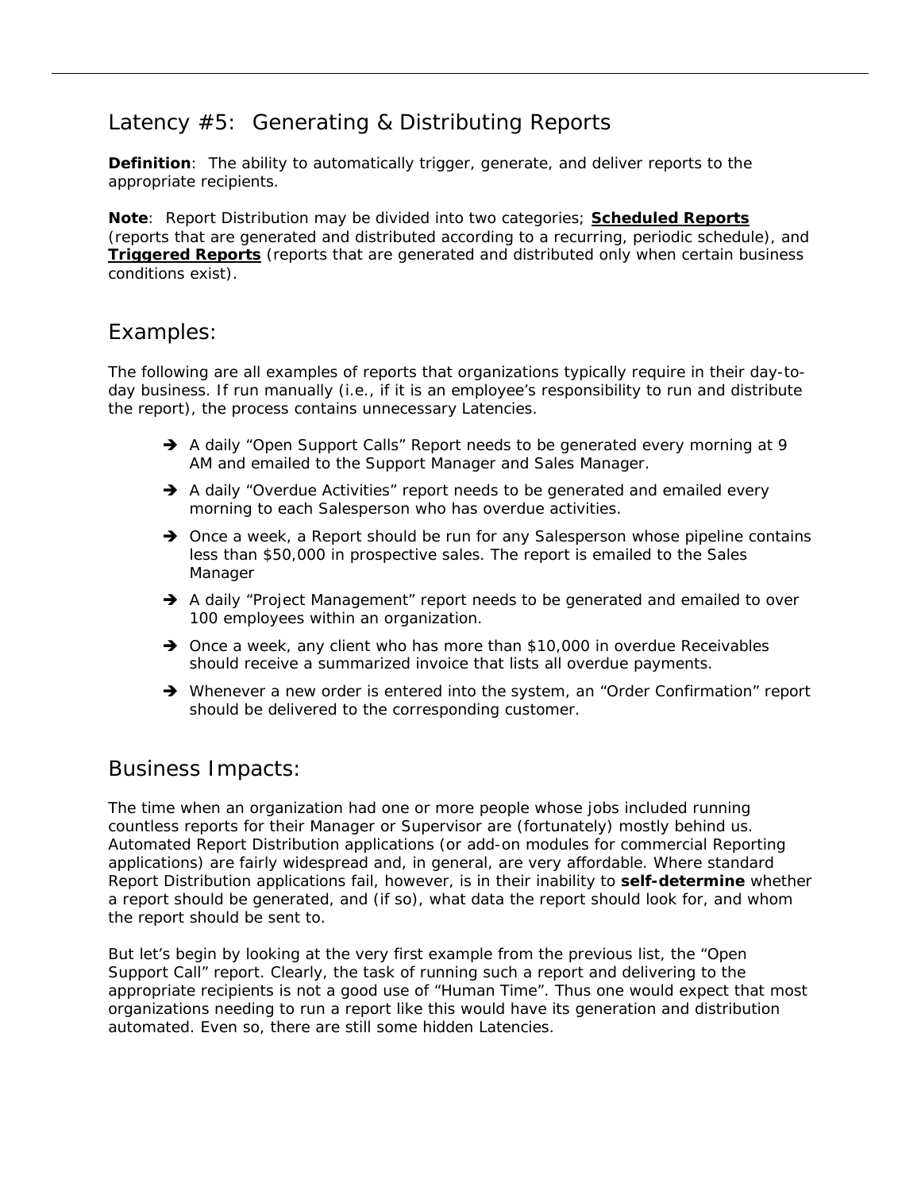## Latency #5: Generating & Distributing Reports

**Definition**: The ability to automatically trigger, generate, and deliver reports to the appropriate recipients.

**Note**: Report Distribution may be divided into two categories; **Scheduled Reports** (reports that are generated and distributed according to a recurring, periodic schedule), and **Triggered Reports** (reports that are generated and distributed only when certain business conditions exist).

## Examples:

The following are all examples of reports that organizations typically require in their day-to-day business. If run manually (i.e., if it is an employee's responsibility to run and distribute the report), the process contains unnecessary Latencies.

- A daily "Open Support Calls" Report needs to be generated every morning at 9 AM and emailed to the Support Manager and Sales Manager.
- A daily "Overdue Activities" report needs to be generated and emailed every morning to each Salesperson who has overdue activities.
- Once a week, a Report should be run for any Salesperson whose pipeline contains less than $50,000 in prospective sales. The report is emailed to the Sales Manager
- A daily "Project Management" report needs to be generated and emailed to over 100 employees within an organization.
- Once a week, any client who has more than $10,000 in overdue Receivables should receive a summarized invoice that lists all overdue payments.
- Whenever a new order is entered into the system, an "Order Confirmation" report should be delivered to the corresponding customer.

## Business Impacts:

The time when an organization had one or more people whose jobs included running countless reports for their Manager or Supervisor are (fortunately) mostly behind us. Automated Report Distribution applications (or add-on modules for commercial Reporting applications) are fairly widespread and, in general, are very affordable. Where standard Report Distribution applications fail, however, is in their inability to **self-determine** whether a report should be generated, and (if so), what data the report should look for, and whom the report should be sent to.

But let's begin by looking at the very first example from the previous list, the "Open Support Call" report. Clearly, the task of running such a report and delivering to the appropriate recipients is not a good use of "Human Time". Thus one would expect that most organizations needing to run a report like this would have its generation and distribution automated. Even so, there are still some hidden Latencies.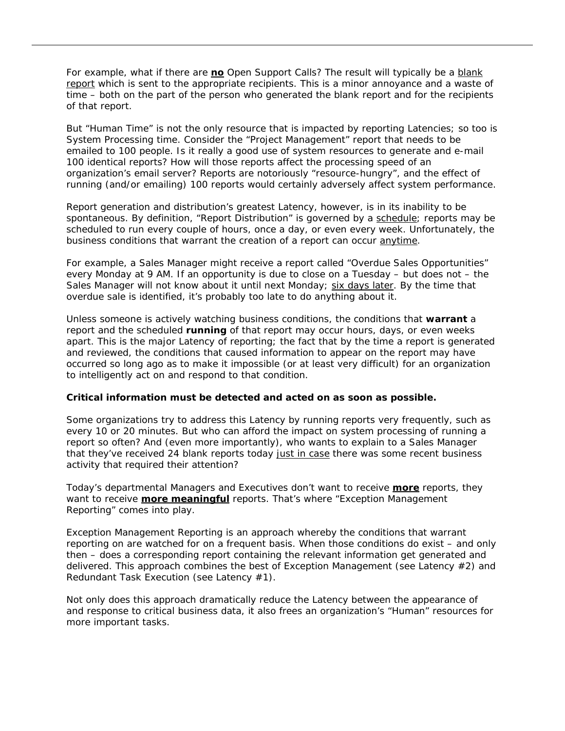For example, what if there are **no** Open Support Calls? The result will typically be a blank report which is sent to the appropriate recipients. This is a minor annoyance and a waste of time – both on the part of the person who generated the blank report and for the recipients of that report.

But "Human Time" is not the only resource that is impacted by reporting Latencies; so too is System Processing time. Consider the "Project Management" report that needs to be emailed to 100 people. Is it really a good use of system resources to generate and e-mail 100 identical reports? How will those reports affect the processing speed of an organization's email server? Reports are notoriously "resource-hungry", and the effect of running (and/or emailing) 100 reports would certainly adversely affect system performance.

Report generation and distribution's greatest Latency, however, is in its inability to be spontaneous. By definition, "Report Distribution" is governed by a schedule; reports may be scheduled to run every couple of hours, once a day, or even every week. Unfortunately, the business conditions that warrant the creation of a report can occur anytime.

For example, a Sales Manager might receive a report called "Overdue Sales Opportunities" every Monday at 9 AM. If an opportunity is due to close on a Tuesday – but does not – the Sales Manager will not know about it until next Monday; six days later. By the time that overdue sale is identified, it's probably too late to do anything about it.

Unless someone is actively watching business conditions, the conditions that **warrant** a report and the scheduled **running** of that report may occur hours, days, or even weeks apart. This is the major Latency of reporting; the fact that by the time a report is generated and reviewed, the conditions that caused information to appear on the report may have occurred so long ago as to make it impossible (or at least very difficult) for an organization to intelligently act on and respond to that condition.

**Critical information must be detected and acted on as soon as possible.**

Some organizations try to address this Latency by running reports very frequently, such as every 10 or 20 minutes. But who can afford the impact on system processing of running a report so often? And (even more importantly), who wants to explain to a Sales Manager that they've received 24 blank reports today just in case there was some recent business activity that required their attention?

Today's departmental Managers and Executives don't want to receive **more** reports, they want to receive **more meaningful** reports. That's where "Exception Management Reporting" comes into play.

Exception Management Reporting is an approach whereby the conditions that warrant reporting on are watched for on a frequent basis. When those conditions do exist – and only then – does a corresponding report containing the relevant information get generated and delivered. This approach combines the best of Exception Management (see Latency #2) and Redundant Task Execution (see Latency #1).

Not only does this approach dramatically reduce the Latency between the appearance of and response to critical business data, it also frees an organization's "Human" resources for more important tasks.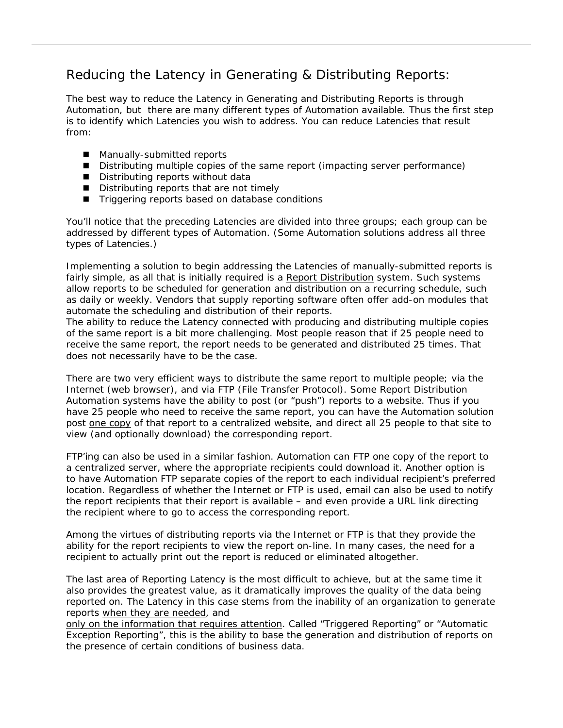## Reducing the Latency in Generating & Distributing Reports:

The best way to reduce the Latency in Generating and Distributing Reports is through Automation, but there are many different types of Automation available. Thus the first step is to identify which Latencies you wish to address. You can reduce Latencies that result from:

- Manually-submitted reports
- Distributing multiple copies of the same report (impacting server performance)
- Distributing reports without data
- Distributing reports that are not timely
- Triggering reports based on database conditions

You'll notice that the preceding Latencies are divided into three groups; each group can be addressed by different types of Automation. (Some Automation solutions address all three types of Latencies.)

Implementing a solution to begin addressing the Latencies of manually-submitted reports is fairly simple, as all that is initially required is a <u>Report Distribution</u> system. Such systems allow reports to be scheduled for generation and distribution on a recurring schedule, such as daily or weekly. Vendors that supply reporting software often offer add-on modules that automate the scheduling and distribution of their reports.
The ability to reduce the Latency connected with producing and distributing multiple copies of the same report is a bit more challenging. Most people reason that if 25 people need to receive the same report, the report needs to be generated and distributed 25 times. That does not necessarily have to be the case.

There are two very efficient ways to distribute the same report to multiple people; via the Internet (web browser), and via FTP (File Transfer Protocol). Some Report Distribution Automation systems have the ability to post (or "push") reports to a website. Thus if you have 25 people who need to receive the same report, you can have the Automation solution post <u>one copy</u> of that report to a centralized website, and direct all 25 people to that site to view (and optionally download) the corresponding report.

FTP'ing can also be used in a similar fashion. Automation can FTP one copy of the report to a centralized server, where the appropriate recipients could download it. Another option is to have Automation FTP separate copies of the report to each individual recipient's preferred location. Regardless of whether the Internet or FTP is used, email can also be used to notify the report recipients that their report is available – and even provide a URL link directing the recipient where to go to access the corresponding report.

Among the virtues of distributing reports via the Internet or FTP is that they provide the ability for the report recipients to view the report on-line. In many cases, the need for a recipient to actually print out the report is reduced or eliminated altogether.

The last area of Reporting Latency is the most difficult to achieve, but at the same time it also provides the greatest value, as it dramatically improves the quality of the data being reported on. The Latency in this case stems from the inability of an organization to generate reports <u>when they are needed</u>, and <u>only on the information that requires attention</u>. Called "Triggered Reporting" or "Automatic Exception Reporting", this is the ability to base the generation and distribution of reports on the presence of certain conditions of business data.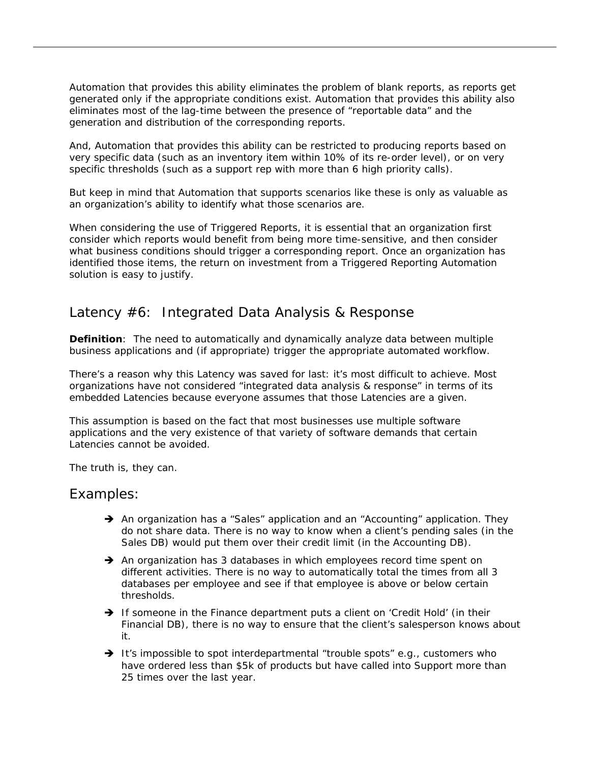Automation that provides this ability eliminates the problem of blank reports, as reports get generated only if the appropriate conditions exist. Automation that provides this ability also eliminates most of the lag-time between the presence of "reportable data" and the generation and distribution of the corresponding reports.

And, Automation that provides this ability can be restricted to producing reports based on very specific data (such as an inventory item within 10% of its re-order level), or on very specific thresholds (such as a support rep with more than 6 high priority calls).

But keep in mind that Automation that supports scenarios like these is only as valuable as an organization's ability to identify what those scenarios are.

When considering the use of Triggered Reports, it is essential that an organization first consider which reports would benefit from being more time-sensitive, and then consider what business conditions should trigger a corresponding report. Once an organization has identified those items, the return on investment from a Triggered Reporting Automation solution is easy to justify.

## Latency #6: Integrated Data Analysis & Response

**Definition**: The need to automatically and dynamically analyze data between multiple business applications and (if appropriate) trigger the appropriate automated workflow.

There's a reason why this Latency was saved for last: it's most difficult to achieve. Most organizations have not considered "integrated data analysis & response" in terms of its embedded Latencies because everyone assumes that those Latencies are a given.

This assumption is based on the fact that most businesses use multiple software applications and the very existence of that variety of software demands that certain Latencies cannot be avoided.

The truth is, they can.

## Examples:

- ➔ An organization has a "Sales" application and an "Accounting" application. They do not share data. There is no way to know when a client's pending sales (in the Sales DB) would put them over their credit limit (in the Accounting DB).
- ➔ An organization has 3 databases in which employees record time spent on different activities. There is no way to automatically total the times from all 3 databases per employee and see if that employee is above or below certain thresholds.
- ➔ If someone in the Finance department puts a client on 'Credit Hold' (in their Financial DB), there is no way to ensure that the client's salesperson knows about it.
- ➔ It's impossible to spot interdepartmental "trouble spots" e.g., customers who have ordered less than $5k of products but have called into Support more than 25 times over the last year.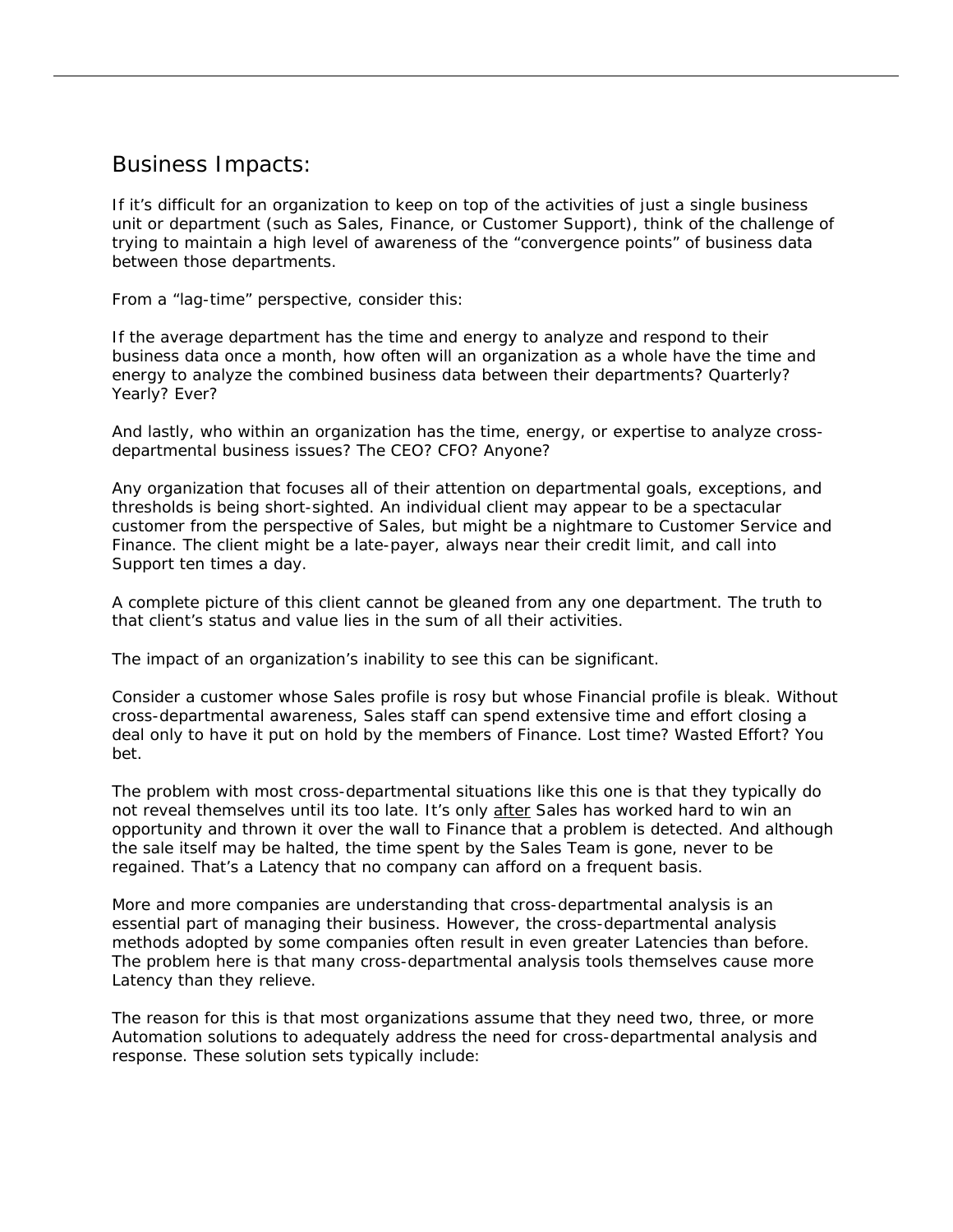## Business Impacts:

If it's difficult for an organization to keep on top of the activities of just a single business unit or department (such as Sales, Finance, or Customer Support), think of the challenge of trying to maintain a high level of awareness of the "convergence points" of business data between those departments.

From a "lag-time" perspective, consider this:

If the average department has the time and energy to analyze and respond to their business data once a month, how often will an organization as a whole have the time and energy to analyze the combined business data between their departments? Quarterly? Yearly? Ever?

And lastly, who within an organization has the time, energy, or expertise to analyze cross-departmental business issues? The CEO? CFO? Anyone?

Any organization that focuses all of their attention on departmental goals, exceptions, and thresholds is being short-sighted. An individual client may appear to be a spectacular customer from the perspective of Sales, but might be a nightmare to Customer Service and Finance. The client might be a late-payer, always near their credit limit, and call into Support ten times a day.

A complete picture of this client cannot be gleaned from any one department. The truth to that client's status and value lies in the sum of all their activities.

The impact of an organization's inability to see this can be significant.

Consider a customer whose Sales profile is rosy but whose Financial profile is bleak. Without cross-departmental awareness, Sales staff can spend extensive time and effort closing a deal only to have it put on hold by the members of Finance. Lost time? Wasted Effort? You bet.

The problem with most cross-departmental situations like this one is that they typically do not reveal themselves until its too late. It's only after Sales has worked hard to win an opportunity and thrown it over the wall to Finance that a problem is detected. And although the sale itself may be halted, the time spent by the Sales Team is gone, never to be regained. That's a Latency that no company can afford on a frequent basis.

More and more companies are understanding that cross-departmental analysis is an essential part of managing their business. However, the cross-departmental analysis methods adopted by some companies often result in even greater Latencies than before. The problem here is that many cross-departmental analysis tools themselves cause more Latency than they relieve.

The reason for this is that most organizations assume that they need two, three, or more Automation solutions to adequately address the need for cross-departmental analysis and response. These solution sets typically include: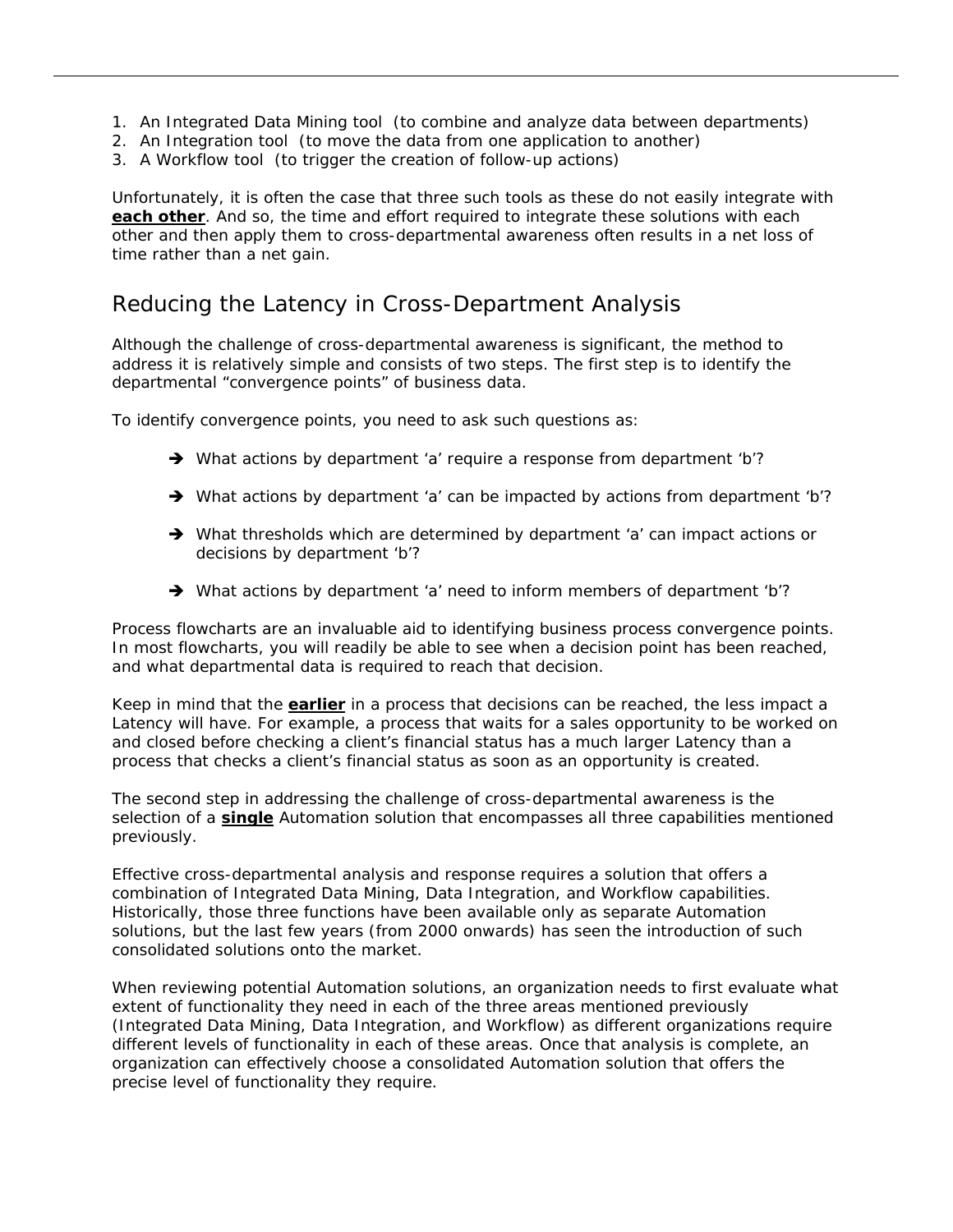1. An Integrated Data Mining tool (to combine and analyze data between departments)
2. An Integration tool (to move the data from one application to another)
3. A Workflow tool (to trigger the creation of follow-up actions)

Unfortunately, it is often the case that three such tools as these do not easily integrate with **each other**. And so, the time and effort required to integrate these solutions with each other and then apply them to cross-departmental awareness often results in a net loss of time rather than a net gain.

## Reducing the Latency in Cross-Department Analysis

Although the challenge of cross-departmental awareness is significant, the method to address it is relatively simple and consists of two steps. The first step is to identify the departmental "convergence points" of business data.

To identify convergence points, you need to ask such questions as:

- ➔ What actions by department 'a' require a response from department 'b'?
- ➔ What actions by department 'a' can be impacted by actions from department 'b'?
- ➔ What thresholds which are determined by department 'a' can impact actions or decisions by department 'b'?
- ➔ What actions by department 'a' need to inform members of department 'b'?

Process flowcharts are an invaluable aid to identifying business process convergence points. In most flowcharts, you will readily be able to see when a decision point has been reached, and what departmental data is required to reach that decision.

Keep in mind that the **earlier** in a process that decisions can be reached, the less impact a Latency will have. For example, a process that waits for a sales opportunity to be worked on and closed before checking a client's financial status has a much larger Latency than a process that checks a client's financial status as soon as an opportunity is created.

The second step in addressing the challenge of cross-departmental awareness is the selection of a **single** Automation solution that encompasses all three capabilities mentioned previously.

Effective cross-departmental analysis and response requires a solution that offers a combination of Integrated Data Mining, Data Integration, and Workflow capabilities. Historically, those three functions have been available only as separate Automation solutions, but the last few years (from 2000 onwards) has seen the introduction of such consolidated solutions onto the market.

When reviewing potential Automation solutions, an organization needs to first evaluate what extent of functionality they need in each of the three areas mentioned previously (Integrated Data Mining, Data Integration, and Workflow) as different organizations require different levels of functionality in each of these areas. Once that analysis is complete, an organization can effectively choose a consolidated Automation solution that offers the precise level of functionality they require.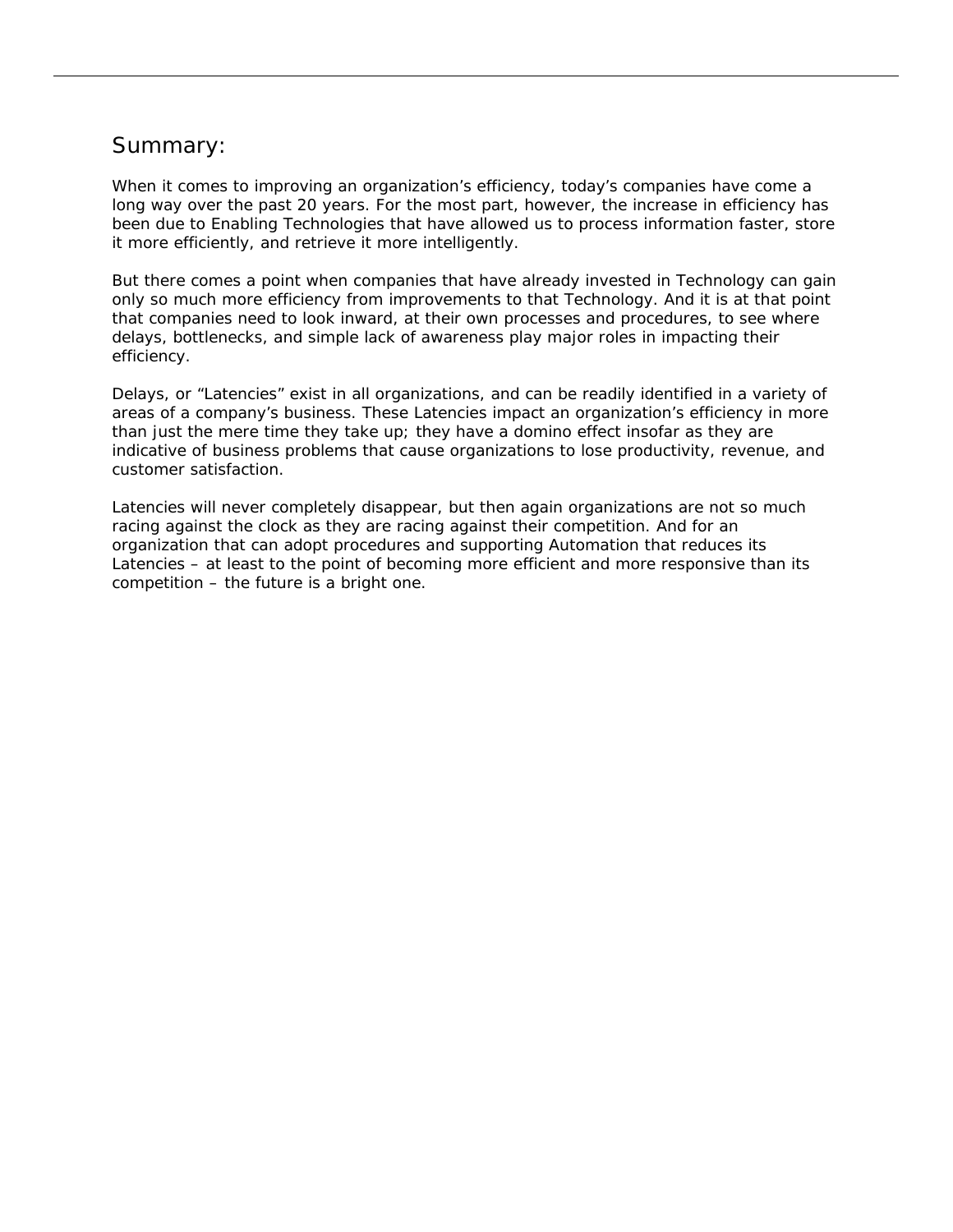## Summary:

When it comes to improving an organization's efficiency, today's companies have come a long way over the past 20 years. For the most part, however, the increase in efficiency has been due to Enabling Technologies that have allowed us to process information faster, store it more efficiently, and retrieve it more intelligently.

But there comes a point when companies that have already invested in Technology can gain only so much more efficiency from improvements to that Technology. And it is at that point that companies need to look inward, at their own processes and procedures, to see where delays, bottlenecks, and simple lack of awareness play major roles in impacting their efficiency.

Delays, or "Latencies" exist in all organizations, and can be readily identified in a variety of areas of a company's business. These Latencies impact an organization's efficiency in more than just the mere time they take up; they have a domino effect insofar as they are indicative of business problems that cause organizations to lose productivity, revenue, and customer satisfaction.

Latencies will never completely disappear, but then again organizations are not so much racing against the clock as they are racing against their competition. And for an organization that can adopt procedures and supporting Automation that reduces its Latencies – at least to the point of becoming more efficient and more responsive than its competition – the future is a bright one.